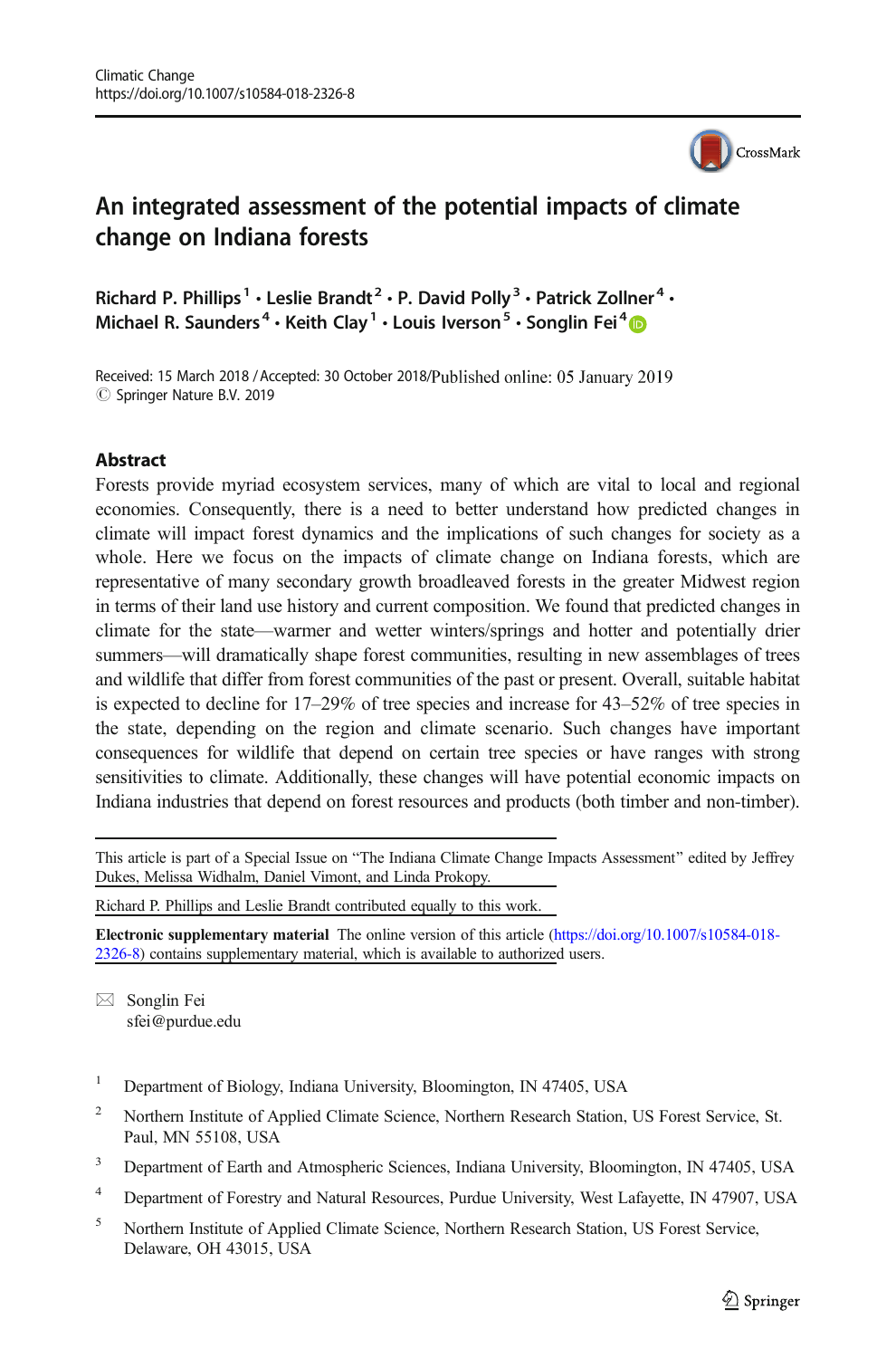Climatic Change
https://doi.org/10.1007/s10584-018-2326-8

# An integrated assessment of the potential impacts of climate change on Indiana forests

**Richard P. Phillips[1] · Leslie Brandt[2] · P. David Polly[3] · Patrick Zollner[4] · Michael R. Saunders[4] · Keith Clay[1] · Louis Iverson[5] · Songlin Fei[4]**

Received: 15 March 2018 / Accepted: 30 October 2018/Published online: 05 January 2019
© Springer Nature B.V. 2019

## Abstract

Forests provide myriad ecosystem services, many of which are vital to local and regional economies. Consequently, there is a need to better understand how predicted changes in climate will impact forest dynamics and the implications of such changes for society as a whole. Here we focus on the impacts of climate change on Indiana forests, which are representative of many secondary growth broadleaved forests in the greater Midwest region in terms of their land use history and current composition. We found that predicted changes in climate for the state—warmer and wetter winters/springs and hotter and potentially drier summers—will dramatically shape forest communities, resulting in new assemblages of trees and wildlife that differ from forest communities of the past or present. Overall, suitable habitat is expected to decline for 17–29% of tree species and increase for 43–52% of tree species in the state, depending on the region and climate scenario. Such changes have important consequences for wildlife that depend on certain tree species or have ranges with strong sensitivities to climate. Additionally, these changes will have potential economic impacts on Indiana industries that depend on forest resources and products (both timber and non-timber).

This article is part of a Special Issue on "The Indiana Climate Change Impacts Assessment" edited by Jeffrey Dukes, Melissa Widhalm, Daniel Vimont, and Linda Prokopy.

Richard P. Phillips and Leslie Brandt contributed equally to this work.

**Electronic supplementary material** The online version of this article (https://doi.org/10.1007/s10584-018-2326-8) contains supplementary material, which is available to authorized users.

✉ Songlin Fei
sfei@purdue.edu

1. Department of Biology, Indiana University, Bloomington, IN 47405, USA
2. Northern Institute of Applied Climate Science, Northern Research Station, US Forest Service, St. Paul, MN 55108, USA
3. Department of Earth and Atmospheric Sciences, Indiana University, Bloomington, IN 47405, USA
4. Department of Forestry and Natural Resources, Purdue University, West Lafayette, IN 47907, USA
5. Northern Institute of Applied Climate Science, Northern Research Station, US Forest Service, Delaware, OH 43015, USA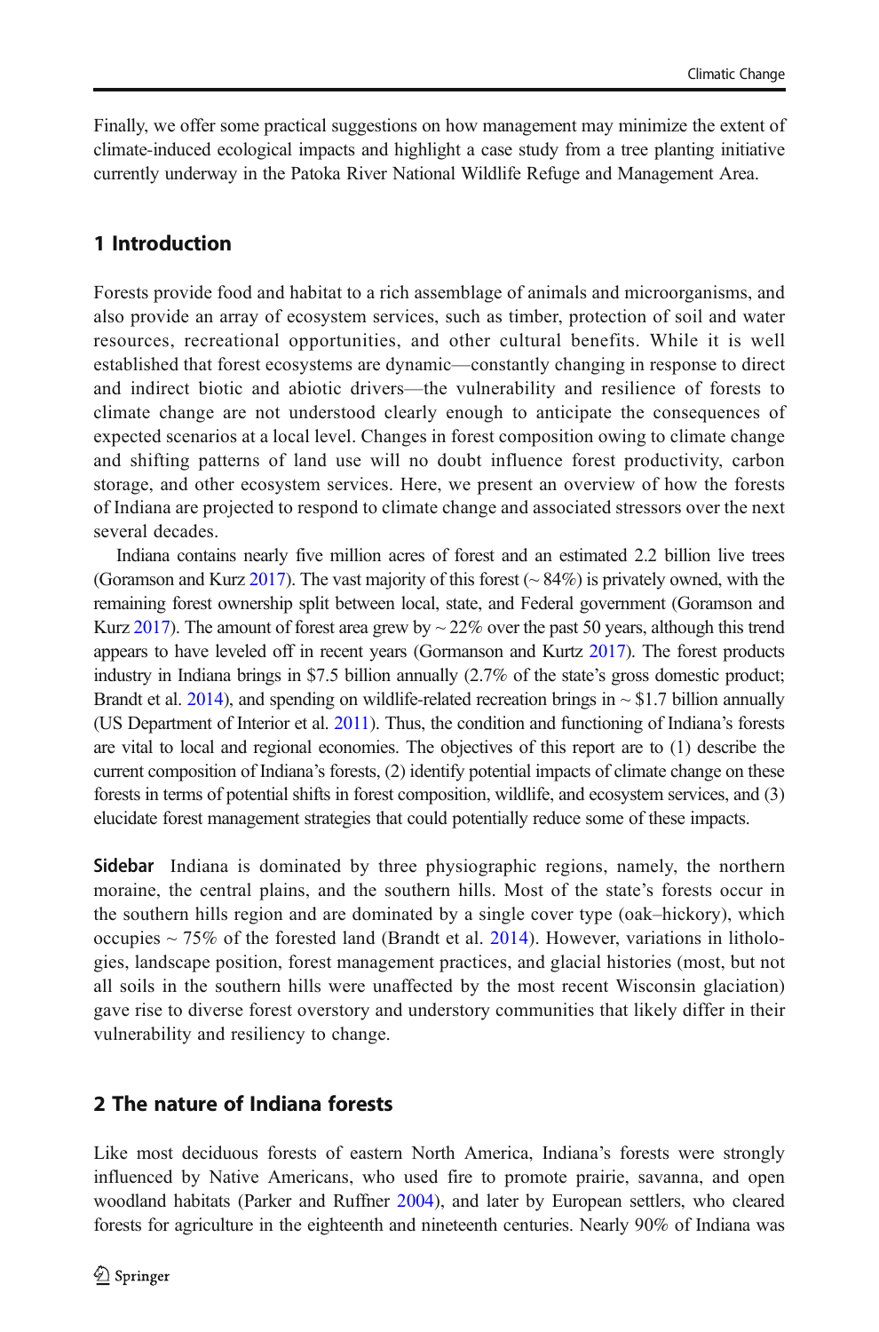Finally, we offer some practical suggestions on how management may minimize the extent of climate-induced ecological impacts and highlight a case study from a tree planting initiative currently underway in the Patoka River National Wildlife Refuge and Management Area.

## 1 Introduction

Forests provide food and habitat to a rich assemblage of animals and microorganisms, and also provide an array of ecosystem services, such as timber, protection of soil and water resources, recreational opportunities, and other cultural benefits. While it is well established that forest ecosystems are dynamic—constantly changing in response to direct and indirect biotic and abiotic drivers—the vulnerability and resilience of forests to climate change are not understood clearly enough to anticipate the consequences of expected scenarios at a local level. Changes in forest composition owing to climate change and shifting patterns of land use will no doubt influence forest productivity, carbon storage, and other ecosystem services. Here, we present an overview of how the forests of Indiana are projected to respond to climate change and associated stressors over the next several decades.

Indiana contains nearly five million acres of forest and an estimated 2.2 billion live trees (Goramson and Kurz 2017). The vast majority of this forest (~ 84%) is privately owned, with the remaining forest ownership split between local, state, and Federal government (Goramson and Kurz 2017). The amount of forest area grew by ~ 22% over the past 50 years, although this trend appears to have leveled off in recent years (Gormanson and Kurtz 2017). The forest products industry in Indiana brings in $7.5 billion annually (2.7% of the state's gross domestic product; Brandt et al. 2014), and spending on wildlife-related recreation brings in ~ $1.7 billion annually (US Department of Interior et al. 2011). Thus, the condition and functioning of Indiana's forests are vital to local and regional economies. The objectives of this report are to (1) describe the current composition of Indiana's forests, (2) identify potential impacts of climate change on these forests in terms of potential shifts in forest composition, wildlife, and ecosystem services, and (3) elucidate forest management strategies that could potentially reduce some of these impacts.

**Sidebar** Indiana is dominated by three physiographic regions, namely, the northern moraine, the central plains, and the southern hills. Most of the state's forests occur in the southern hills region and are dominated by a single cover type (oak–hickory), which occupies ~ 75% of the forested land (Brandt et al. 2014). However, variations in lithologies, landscape position, forest management practices, and glacial histories (most, but not all soils in the southern hills were unaffected by the most recent Wisconsin glaciation) gave rise to diverse forest overstory and understory communities that likely differ in their vulnerability and resiliency to change.

## 2 The nature of Indiana forests

Like most deciduous forests of eastern North America, Indiana's forests were strongly influenced by Native Americans, who used fire to promote prairie, savanna, and open woodland habitats (Parker and Ruffner 2004), and later by European settlers, who cleared forests for agriculture in the eighteenth and nineteenth centuries. Nearly 90% of Indiana was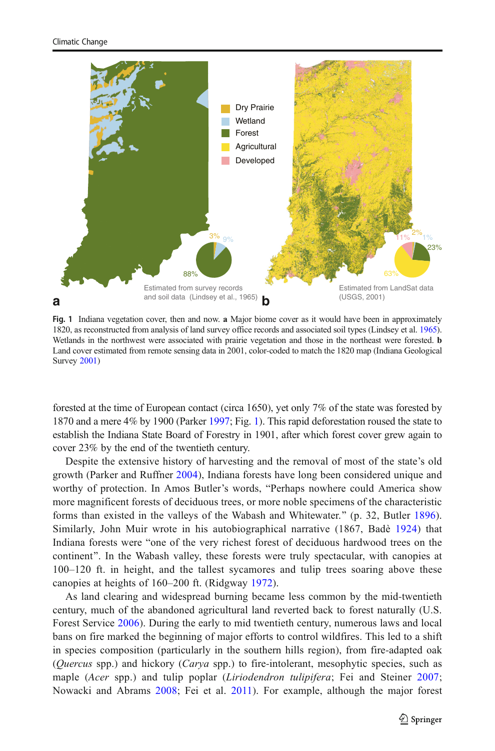Fig. 1 Indiana vegetation cover, then and now. **a** Major biome cover as it would have been in approximately 1820, as reconstructed from analysis of land survey office records and associated soil types (Lindsey et al. 1965). Wetlands in the northwest were associated with prairie vegetation and those in the northeast were forested. **b** Land cover estimated from remote sensing data in 2001, color-coded to match the 1820 map (Indiana Geological Survey 2001)

forested at the time of European contact (circa 1650), yet only 7% of the state was forested by 1870 and a mere 4% by 1900 (Parker 1997; Fig. 1). This rapid deforestation roused the state to establish the Indiana State Board of Forestry in 1901, after which forest cover grew again to cover 23% by the end of the twentieth century.

Despite the extensive history of harvesting and the removal of most of the state's old growth (Parker and Ruffner 2004), Indiana forests have long been considered unique and worthy of protection. In Amos Butler's words, "Perhaps nowhere could America show more magnificent forests of deciduous trees, or more noble specimens of the characteristic forms than existed in the valleys of the Wabash and Whitewater." (p. 32, Butler 1896). Similarly, John Muir wrote in his autobiographical narrative (1867, Badè 1924) that Indiana forests were "one of the very richest forest of deciduous hardwood trees on the continent". In the Wabash valley, these forests were truly spectacular, with canopies at 100–120 ft. in height, and the tallest sycamores and tulip trees soaring above these canopies at heights of 160–200 ft. (Ridgway 1972).

As land clearing and widespread burning became less common by the mid-twentieth century, much of the abandoned agricultural land reverted back to forest naturally (U.S. Forest Service 2006). During the early to mid twentieth century, numerous laws and local bans on fire marked the beginning of major efforts to control wildfires. This led to a shift in species composition (particularly in the southern hills region), from fire-adapted oak (*Quercus* spp.) and hickory (*Carya* spp.) to fire-intolerant, mesophytic species, such as maple (*Acer* spp.) and tulip poplar (*Liriodendron tulipifera*; Fei and Steiner 2007; Nowacki and Abrams 2008; Fei et al. 2011). For example, although the major forest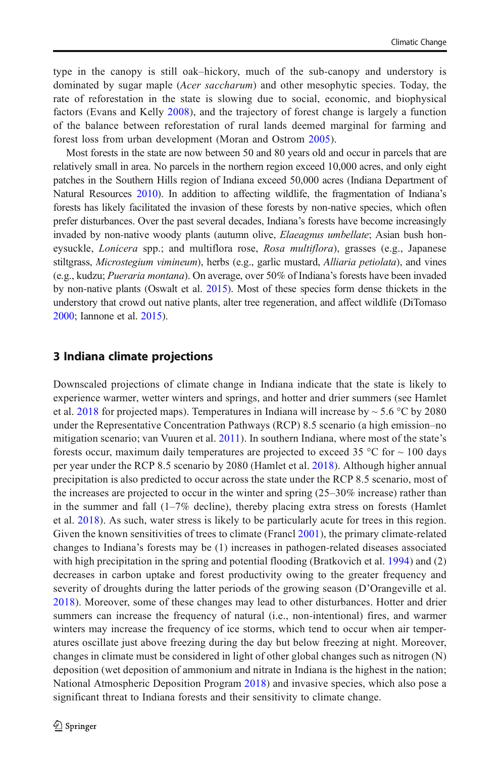type in the canopy is still oak–hickory, much of the sub-canopy and understory is dominated by sugar maple (*Acer saccharum*) and other mesophytic species. Today, the rate of reforestation in the state is slowing due to social, economic, and biophysical factors (Evans and Kelly 2008), and the trajectory of forest change is largely a function of the balance between reforestation of rural lands deemed marginal for farming and forest loss from urban development (Moran and Ostrom 2005).

Most forests in the state are now between 50 and 80 years old and occur in parcels that are relatively small in area. No parcels in the northern region exceed 10,000 acres, and only eight patches in the Southern Hills region of Indiana exceed 50,000 acres (Indiana Department of Natural Resources 2010). In addition to affecting wildlife, the fragmentation of Indiana's forests has likely facilitated the invasion of these forests by non-native species, which often prefer disturbances. Over the past several decades, Indiana's forests have become increasingly invaded by non-native woody plants (autumn olive, *Elaeagnus umbellate*; Asian bush honeysuckle, *Lonicera* spp.; and multiflora rose, *Rosa multiflora*), grasses (e.g., Japanese stiltgrass, *Microstegium vimineum*), herbs (e.g., garlic mustard, *Alliaria petiolata*), and vines (e.g., kudzu; *Pueraria montana*). On average, over 50% of Indiana's forests have been invaded by non-native plants (Oswalt et al. 2015). Most of these species form dense thickets in the understory that crowd out native plants, alter tree regeneration, and affect wildlife (DiTomaso 2000; Iannone et al. 2015).

## 3 Indiana climate projections

Downscaled projections of climate change in Indiana indicate that the state is likely to experience warmer, wetter winters and springs, and hotter and drier summers (see Hamlet et al. 2018 for projected maps). Temperatures in Indiana will increase by ~ 5.6 °C by 2080 under the Representative Concentration Pathways (RCP) 8.5 scenario (a high emission–no mitigation scenario; van Vuuren et al. 2011). In southern Indiana, where most of the state's forests occur, maximum daily temperatures are projected to exceed 35 °C for ~ 100 days per year under the RCP 8.5 scenario by 2080 (Hamlet et al. 2018). Although higher annual precipitation is also predicted to occur across the state under the RCP 8.5 scenario, most of the increases are projected to occur in the winter and spring (25–30% increase) rather than in the summer and fall (1–7% decline), thereby placing extra stress on forests (Hamlet et al. 2018). As such, water stress is likely to be particularly acute for trees in this region. Given the known sensitivities of trees to climate (Francl 2001), the primary climate-related changes to Indiana's forests may be (1) increases in pathogen-related diseases associated with high precipitation in the spring and potential flooding (Bratkovich et al. 1994) and (2) decreases in carbon uptake and forest productivity owing to the greater frequency and severity of droughts during the latter periods of the growing season (D'Orangeville et al. 2018). Moreover, some of these changes may lead to other disturbances. Hotter and drier summers can increase the frequency of natural (i.e., non-intentional) fires, and warmer winters may increase the frequency of ice storms, which tend to occur when air temperatures oscillate just above freezing during the day but below freezing at night. Moreover, changes in climate must be considered in light of other global changes such as nitrogen (N) deposition (wet deposition of ammonium and nitrate in Indiana is the highest in the nation; National Atmospheric Deposition Program 2018) and invasive species, which also pose a significant threat to Indiana forests and their sensitivity to climate change.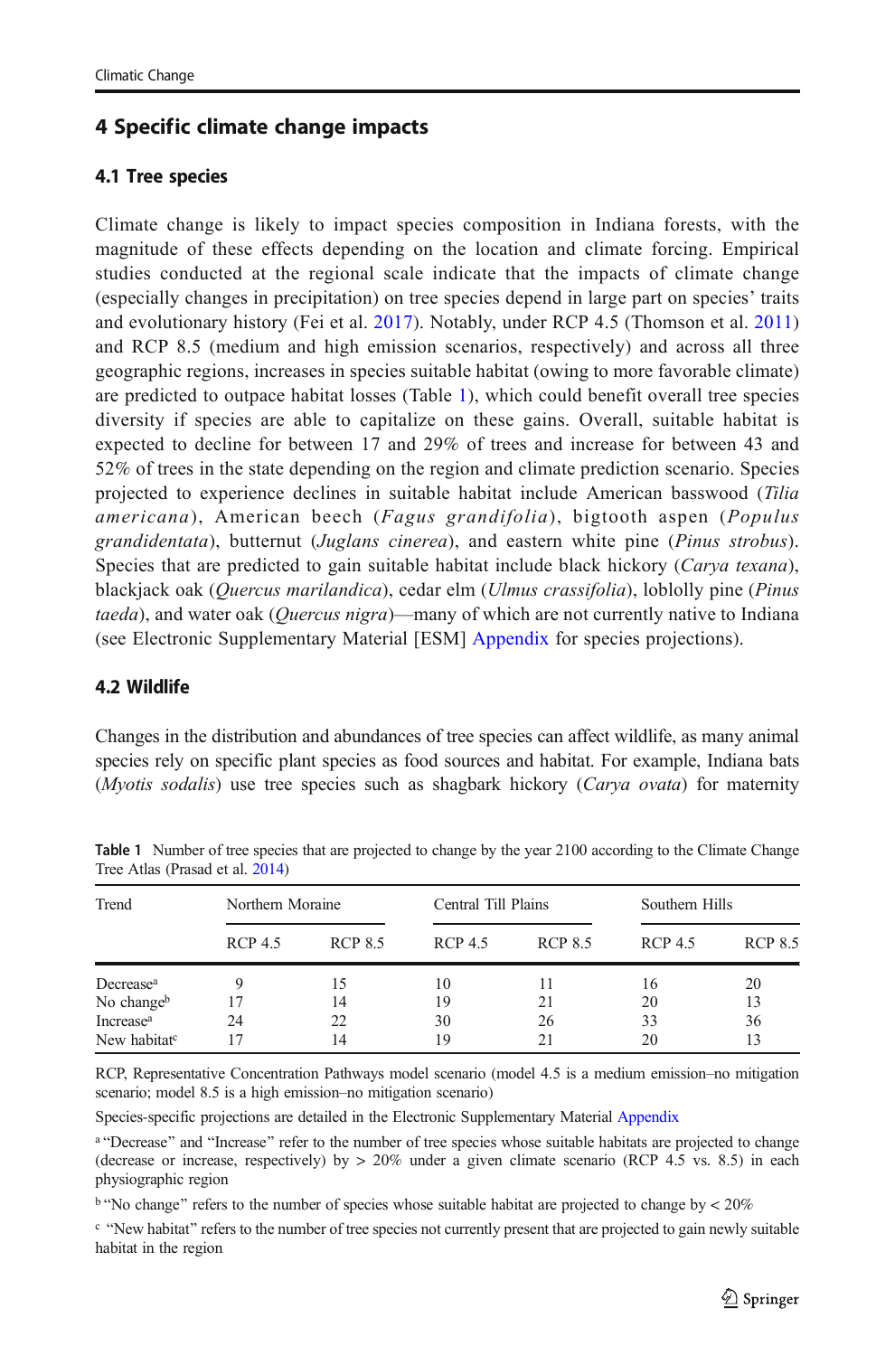## 4 Specific climate change impacts

### 4.1 Tree species

Climate change is likely to impact species composition in Indiana forests, with the magnitude of these effects depending on the location and climate forcing. Empirical studies conducted at the regional scale indicate that the impacts of climate change (especially changes in precipitation) on tree species depend in large part on species' traits and evolutionary history (Fei et al. 2017). Notably, under RCP 4.5 (Thomson et al. 2011) and RCP 8.5 (medium and high emission scenarios, respectively) and across all three geographic regions, increases in species suitable habitat (owing to more favorable climate) are predicted to outpace habitat losses (Table 1), which could benefit overall tree species diversity if species are able to capitalize on these gains. Overall, suitable habitat is expected to decline for between 17 and 29% of trees and increase for between 43 and 52% of trees in the state depending on the region and climate prediction scenario. Species projected to experience declines in suitable habitat include American basswood (*Tilia americana*), American beech (*Fagus grandifolia*), bigtooth aspen (*Populus grandidentata*), butternut (*Juglans cinerea*), and eastern white pine (*Pinus strobus*). Species that are predicted to gain suitable habitat include black hickory (*Carya texana*), blackjack oak (*Quercus marilandica*), cedar elm (*Ulmus crassifolia*), loblolly pine (*Pinus taeda*), and water oak (*Quercus nigra*)—many of which are not currently native to Indiana (see Electronic Supplementary Material [ESM] Appendix for species projections).

### 4.2 Wildlife

Changes in the distribution and abundances of tree species can affect wildlife, as many animal species rely on specific plant species as food sources and habitat. For example, Indiana bats (*Myotis sodalis*) use tree species such as shagbark hickory (*Carya ovata*) for maternity

**Table 1** Number of tree species that are projected to change by the year 2100 according to the Climate Change Tree Atlas (Prasad et al. 2014)

| Trend | Northern Moraine | | Central Till Plains | | Southern Hills | |
|---|---|---|---|---|---|---|
| | RCP 4.5 | RCP 8.5 | RCP 4.5 | RCP 8.5 | RCP 4.5 | RCP 8.5 |
| Decrease[a] | 9 | 15 | 10 | 11 | 16 | 20 |
| No change[b] | 17 | 14 | 19 | 21 | 20 | 13 |
| Increase[a] | 24 | 22 | 30 | 26 | 33 | 36 |
| New habitat[c] | 17 | 14 | 19 | 21 | 20 | 13 |

RCP, Representative Concentration Pathways model scenario (model 4.5 is a medium emission–no mitigation scenario; model 8.5 is a high emission–no mitigation scenario)

Species-specific projections are detailed in the Electronic Supplementary Material Appendix

[a] "Decrease" and "Increase" refer to the number of tree species whose suitable habitats are projected to change (decrease or increase, respectively) by > 20% under a given climate scenario (RCP 4.5 vs. 8.5) in each physiographic region

[b] "No change" refers to the number of species whose suitable habitat are projected to change by < 20%

[c] "New habitat" refers to the number of tree species not currently present that are projected to gain newly suitable habitat in the region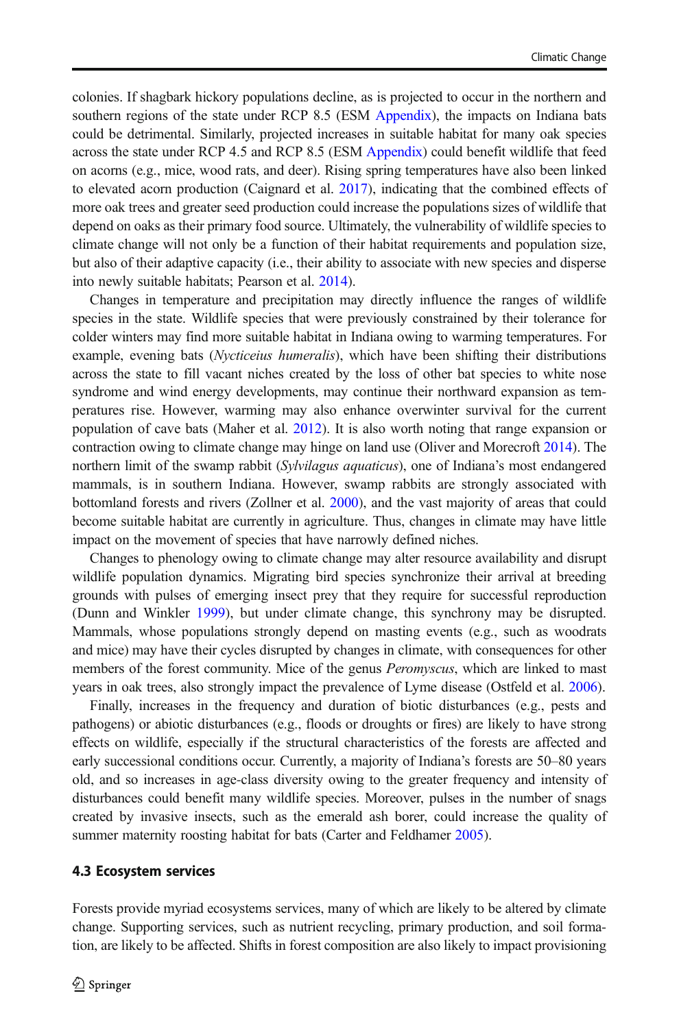colonies. If shagbark hickory populations decline, as is projected to occur in the northern and southern regions of the state under RCP 8.5 (ESM Appendix), the impacts on Indiana bats could be detrimental. Similarly, projected increases in suitable habitat for many oak species across the state under RCP 4.5 and RCP 8.5 (ESM Appendix) could benefit wildlife that feed on acorns (e.g., mice, wood rats, and deer). Rising spring temperatures have also been linked to elevated acorn production (Caignard et al. 2017), indicating that the combined effects of more oak trees and greater seed production could increase the populations sizes of wildlife that depend on oaks as their primary food source. Ultimately, the vulnerability of wildlife species to climate change will not only be a function of their habitat requirements and population size, but also of their adaptive capacity (i.e., their ability to associate with new species and disperse into newly suitable habitats; Pearson et al. 2014).

Changes in temperature and precipitation may directly influence the ranges of wildlife species in the state. Wildlife species that were previously constrained by their tolerance for colder winters may find more suitable habitat in Indiana owing to warming temperatures. For example, evening bats (*Nycticeius humeralis*), which have been shifting their distributions across the state to fill vacant niches created by the loss of other bat species to white nose syndrome and wind energy developments, may continue their northward expansion as temperatures rise. However, warming may also enhance overwinter survival for the current population of cave bats (Maher et al. 2012). It is also worth noting that range expansion or contraction owing to climate change may hinge on land use (Oliver and Morecroft 2014). The northern limit of the swamp rabbit (*Sylvilagus aquaticus*), one of Indiana's most endangered mammals, is in southern Indiana. However, swamp rabbits are strongly associated with bottomland forests and rivers (Zollner et al. 2000), and the vast majority of areas that could become suitable habitat are currently in agriculture. Thus, changes in climate may have little impact on the movement of species that have narrowly defined niches.

Changes to phenology owing to climate change may alter resource availability and disrupt wildlife population dynamics. Migrating bird species synchronize their arrival at breeding grounds with pulses of emerging insect prey that they require for successful reproduction (Dunn and Winkler 1999), but under climate change, this synchrony may be disrupted. Mammals, whose populations strongly depend on masting events (e.g., such as woodrats and mice) may have their cycles disrupted by changes in climate, with consequences for other members of the forest community. Mice of the genus *Peromyscus*, which are linked to mast years in oak trees, also strongly impact the prevalence of Lyme disease (Ostfeld et al. 2006).

Finally, increases in the frequency and duration of biotic disturbances (e.g., pests and pathogens) or abiotic disturbances (e.g., floods or droughts or fires) are likely to have strong effects on wildlife, especially if the structural characteristics of the forests are affected and early successional conditions occur. Currently, a majority of Indiana's forests are 50–80 years old, and so increases in age-class diversity owing to the greater frequency and intensity of disturbances could benefit many wildlife species. Moreover, pulses in the number of snags created by invasive insects, such as the emerald ash borer, could increase the quality of summer maternity roosting habitat for bats (Carter and Feldhamer 2005).

### 4.3 Ecosystem services

Forests provide myriad ecosystems services, many of which are likely to be altered by climate change. Supporting services, such as nutrient recycling, primary production, and soil formation, are likely to be affected. Shifts in forest composition are also likely to impact provisioning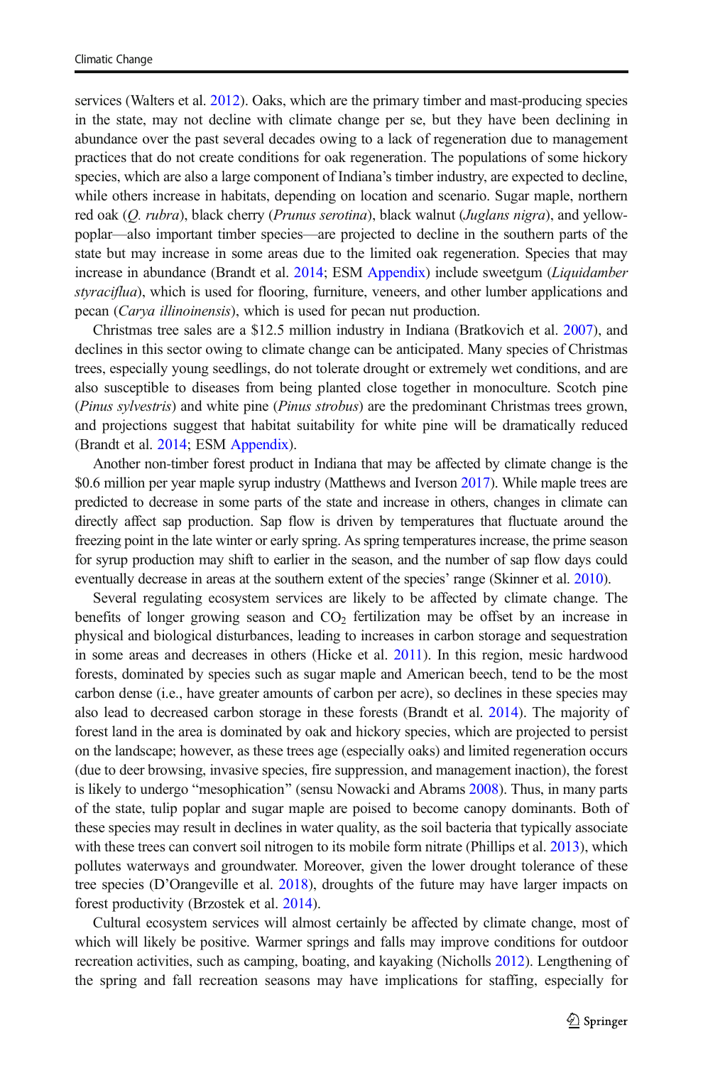services (Walters et al. 2012). Oaks, which are the primary timber and mast-producing species in the state, may not decline with climate change per se, but they have been declining in abundance over the past several decades owing to a lack of regeneration due to management practices that do not create conditions for oak regeneration. The populations of some hickory species, which are also a large component of Indiana's timber industry, are expected to decline, while others increase in habitats, depending on location and scenario. Sugar maple, northern red oak (*Q. rubra*), black cherry (*Prunus serotina*), black walnut (*Juglans nigra*), and yellow-poplar—also important timber species—are projected to decline in the southern parts of the state but may increase in some areas due to the limited oak regeneration. Species that may increase in abundance (Brandt et al. 2014; ESM Appendix) include sweetgum (*Liquidamber styraciflua*), which is used for flooring, furniture, veneers, and other lumber applications and pecan (*Carya illinoinensis*), which is used for pecan nut production.

Christmas tree sales are a $12.5 million industry in Indiana (Bratkovich et al. 2007), and declines in this sector owing to climate change can be anticipated. Many species of Christmas trees, especially young seedlings, do not tolerate drought or extremely wet conditions, and are also susceptible to diseases from being planted close together in monoculture. Scotch pine (*Pinus sylvestris*) and white pine (*Pinus strobus*) are the predominant Christmas trees grown, and projections suggest that habitat suitability for white pine will be dramatically reduced (Brandt et al. 2014; ESM Appendix).

Another non-timber forest product in Indiana that may be affected by climate change is the $0.6 million per year maple syrup industry (Matthews and Iverson 2017). While maple trees are predicted to decrease in some parts of the state and increase in others, changes in climate can directly affect sap production. Sap flow is driven by temperatures that fluctuate around the freezing point in the late winter or early spring. As spring temperatures increase, the prime season for syrup production may shift to earlier in the season, and the number of sap flow days could eventually decrease in areas at the southern extent of the species' range (Skinner et al. 2010).

Several regulating ecosystem services are likely to be affected by climate change. The benefits of longer growing season and $CO_2$ fertilization may be offset by an increase in physical and biological disturbances, leading to increases in carbon storage and sequestration in some areas and decreases in others (Hicke et al. 2011). In this region, mesic hardwood forests, dominated by species such as sugar maple and American beech, tend to be the most carbon dense (i.e., have greater amounts of carbon per acre), so declines in these species may also lead to decreased carbon storage in these forests (Brandt et al. 2014). The majority of forest land in the area is dominated by oak and hickory species, which are projected to persist on the landscape; however, as these trees age (especially oaks) and limited regeneration occurs (due to deer browsing, invasive species, fire suppression, and management inaction), the forest is likely to undergo "mesophication" (sensu Nowacki and Abrams 2008). Thus, in many parts of the state, tulip poplar and sugar maple are poised to become canopy dominants. Both of these species may result in declines in water quality, as the soil bacteria that typically associate with these trees can convert soil nitrogen to its mobile form nitrate (Phillips et al. 2013), which pollutes waterways and groundwater. Moreover, given the lower drought tolerance of these tree species (D'Orangeville et al. 2018), droughts of the future may have larger impacts on forest productivity (Brzostek et al. 2014).

Cultural ecosystem services will almost certainly be affected by climate change, most of which will likely be positive. Warmer springs and falls may improve conditions for outdoor recreation activities, such as camping, boating, and kayaking (Nicholls 2012). Lengthening of the spring and fall recreation seasons may have implications for staffing, especially for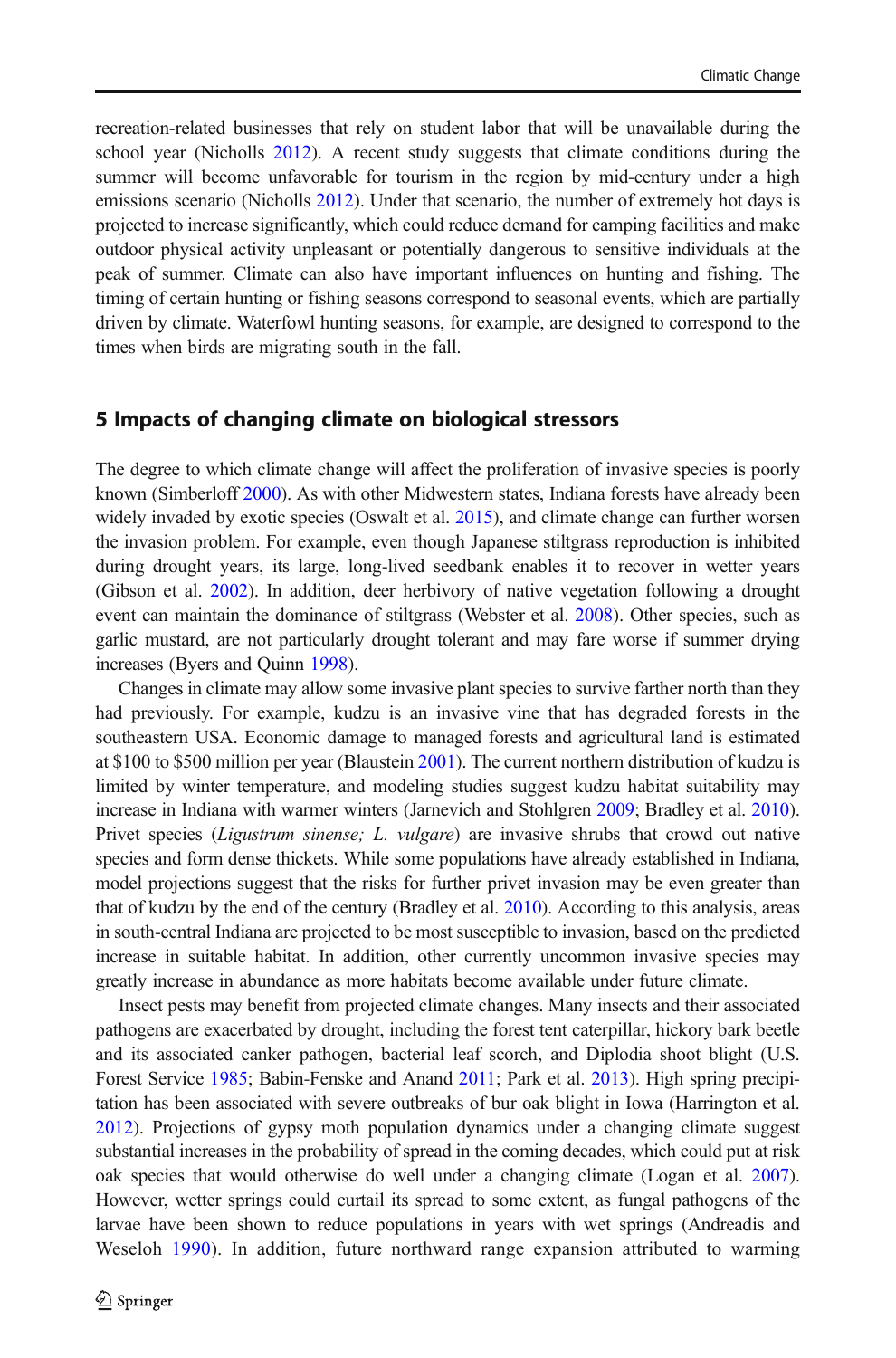recreation-related businesses that rely on student labor that will be unavailable during the school year (Nicholls 2012). A recent study suggests that climate conditions during the summer will become unfavorable for tourism in the region by mid-century under a high emissions scenario (Nicholls 2012). Under that scenario, the number of extremely hot days is projected to increase significantly, which could reduce demand for camping facilities and make outdoor physical activity unpleasant or potentially dangerous to sensitive individuals at the peak of summer. Climate can also have important influences on hunting and fishing. The timing of certain hunting or fishing seasons correspond to seasonal events, which are partially driven by climate. Waterfowl hunting seasons, for example, are designed to correspond to the times when birds are migrating south in the fall.

## 5 Impacts of changing climate on biological stressors

The degree to which climate change will affect the proliferation of invasive species is poorly known (Simberloff 2000). As with other Midwestern states, Indiana forests have already been widely invaded by exotic species (Oswalt et al. 2015), and climate change can further worsen the invasion problem. For example, even though Japanese stiltgrass reproduction is inhibited during drought years, its large, long-lived seedbank enables it to recover in wetter years (Gibson et al. 2002). In addition, deer herbivory of native vegetation following a drought event can maintain the dominance of stiltgrass (Webster et al. 2008). Other species, such as garlic mustard, are not particularly drought tolerant and may fare worse if summer drying increases (Byers and Quinn 1998).

Changes in climate may allow some invasive plant species to survive farther north than they had previously. For example, kudzu is an invasive vine that has degraded forests in the southeastern USA. Economic damage to managed forests and agricultural land is estimated at $100 to $500 million per year (Blaustein 2001). The current northern distribution of kudzu is limited by winter temperature, and modeling studies suggest kudzu habitat suitability may increase in Indiana with warmer winters (Jarnevich and Stohlgren 2009; Bradley et al. 2010). Privet species (*Ligustrum sinense; L. vulgare*) are invasive shrubs that crowd out native species and form dense thickets. While some populations have already established in Indiana, model projections suggest that the risks for further privet invasion may be even greater than that of kudzu by the end of the century (Bradley et al. 2010). According to this analysis, areas in south-central Indiana are projected to be most susceptible to invasion, based on the predicted increase in suitable habitat. In addition, other currently uncommon invasive species may greatly increase in abundance as more habitats become available under future climate.

Insect pests may benefit from projected climate changes. Many insects and their associated pathogens are exacerbated by drought, including the forest tent caterpillar, hickory bark beetle and its associated canker pathogen, bacterial leaf scorch, and Diplodia shoot blight (U.S. Forest Service 1985; Babin-Fenske and Anand 2011; Park et al. 2013). High spring precipitation has been associated with severe outbreaks of bur oak blight in Iowa (Harrington et al. 2012). Projections of gypsy moth population dynamics under a changing climate suggest substantial increases in the probability of spread in the coming decades, which could put at risk oak species that would otherwise do well under a changing climate (Logan et al. 2007). However, wetter springs could curtail its spread to some extent, as fungal pathogens of the larvae have been shown to reduce populations in years with wet springs (Andreadis and Weseloh 1990). In addition, future northward range expansion attributed to warming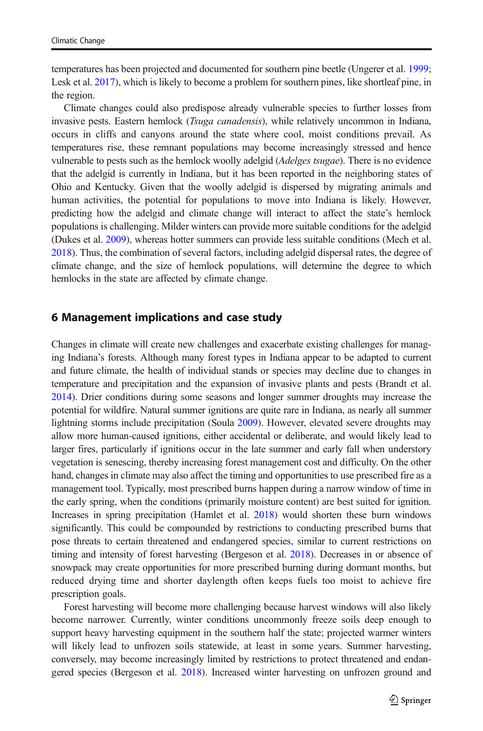temperatures has been projected and documented for southern pine beetle (Ungerer et al. 1999; Lesk et al. 2017), which is likely to become a problem for southern pines, like shortleaf pine, in the region.

Climate changes could also predispose already vulnerable species to further losses from invasive pests. Eastern hemlock (*Tsuga canadensis*), while relatively uncommon in Indiana, occurs in cliffs and canyons around the state where cool, moist conditions prevail. As temperatures rise, these remnant populations may become increasingly stressed and hence vulnerable to pests such as the hemlock woolly adelgid (*Adelges tsugae*). There is no evidence that the adelgid is currently in Indiana, but it has been reported in the neighboring states of Ohio and Kentucky. Given that the woolly adelgid is dispersed by migrating animals and human activities, the potential for populations to move into Indiana is likely. However, predicting how the adelgid and climate change will interact to affect the state's hemlock populations is challenging. Milder winters can provide more suitable conditions for the adelgid (Dukes et al. 2009), whereas hotter summers can provide less suitable conditions (Mech et al. 2018). Thus, the combination of several factors, including adelgid dispersal rates, the degree of climate change, and the size of hemlock populations, will determine the degree to which hemlocks in the state are affected by climate change.

## 6 Management implications and case study

Changes in climate will create new challenges and exacerbate existing challenges for managing Indiana's forests. Although many forest types in Indiana appear to be adapted to current and future climate, the health of individual stands or species may decline due to changes in temperature and precipitation and the expansion of invasive plants and pests (Brandt et al. 2014). Drier conditions during some seasons and longer summer droughts may increase the potential for wildfire. Natural summer ignitions are quite rare in Indiana, as nearly all summer lightning storms include precipitation (Soula 2009). However, elevated severe droughts may allow more human-caused ignitions, either accidental or deliberate, and would likely lead to larger fires, particularly if ignitions occur in the late summer and early fall when understory vegetation is senescing, thereby increasing forest management cost and difficulty. On the other hand, changes in climate may also affect the timing and opportunities to use prescribed fire as a management tool. Typically, most prescribed burns happen during a narrow window of time in the early spring, when the conditions (primarily moisture content) are best suited for ignition. Increases in spring precipitation (Hamlet et al. 2018) would shorten these burn windows significantly. This could be compounded by restrictions to conducting prescribed burns that pose threats to certain threatened and endangered species, similar to current restrictions on timing and intensity of forest harvesting (Bergeson et al. 2018). Decreases in or absence of snowpack may create opportunities for more prescribed burning during dormant months, but reduced drying time and shorter daylength often keeps fuels too moist to achieve fire prescription goals.

Forest harvesting will become more challenging because harvest windows will also likely become narrower. Currently, winter conditions uncommonly freeze soils deep enough to support heavy harvesting equipment in the southern half the state; projected warmer winters will likely lead to unfrozen soils statewide, at least in some years. Summer harvesting, conversely, may become increasingly limited by restrictions to protect threatened and endangered species (Bergeson et al. 2018). Increased winter harvesting on unfrozen ground and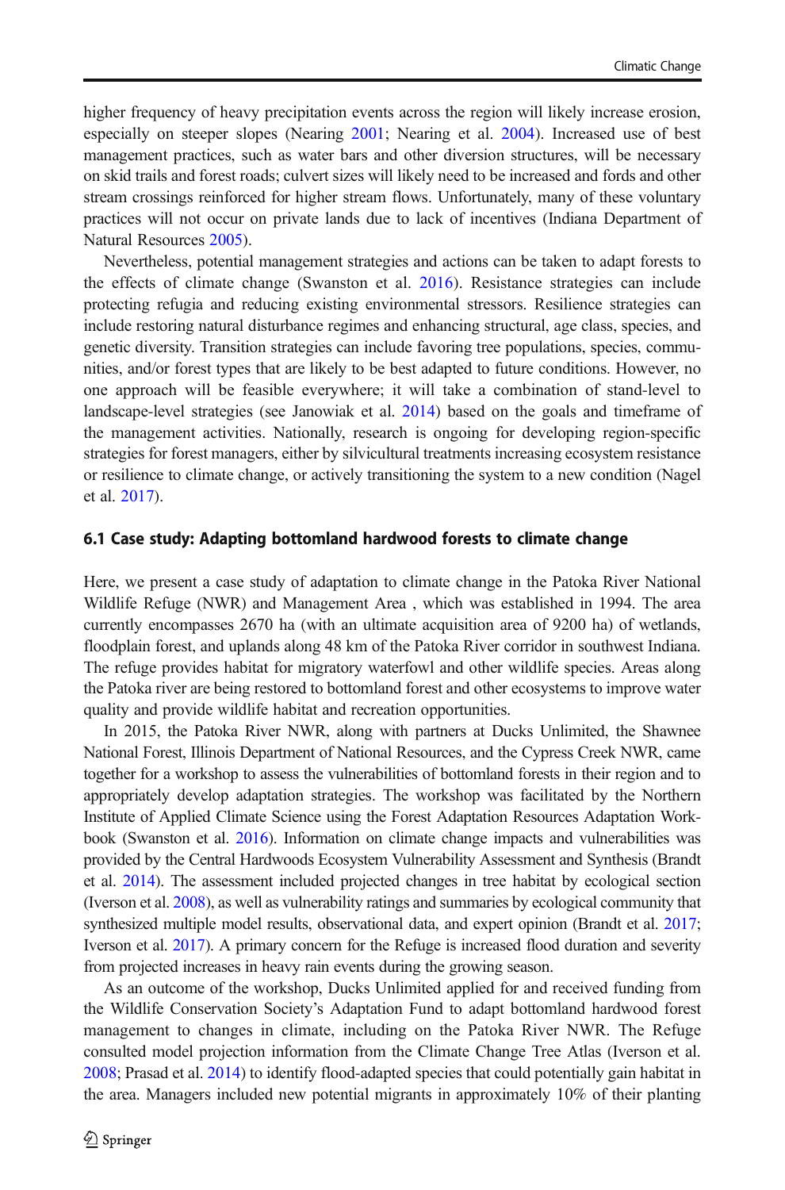higher frequency of heavy precipitation events across the region will likely increase erosion, especially on steeper slopes (Nearing 2001; Nearing et al. 2004). Increased use of best management practices, such as water bars and other diversion structures, will be necessary on skid trails and forest roads; culvert sizes will likely need to be increased and fords and other stream crossings reinforced for higher stream flows. Unfortunately, many of these voluntary practices will not occur on private lands due to lack of incentives (Indiana Department of Natural Resources 2005).

Nevertheless, potential management strategies and actions can be taken to adapt forests to the effects of climate change (Swanston et al. 2016). Resistance strategies can include protecting refugia and reducing existing environmental stressors. Resilience strategies can include restoring natural disturbance regimes and enhancing structural, age class, species, and genetic diversity. Transition strategies can include favoring tree populations, species, communities, and/or forest types that are likely to be best adapted to future conditions. However, no one approach will be feasible everywhere; it will take a combination of stand-level to landscape-level strategies (see Janowiak et al. 2014) based on the goals and timeframe of the management activities. Nationally, research is ongoing for developing region-specific strategies for forest managers, either by silvicultural treatments increasing ecosystem resistance or resilience to climate change, or actively transitioning the system to a new condition (Nagel et al. 2017).

### 6.1 Case study: Adapting bottomland hardwood forests to climate change

Here, we present a case study of adaptation to climate change in the Patoka River National Wildlife Refuge (NWR) and Management Area , which was established in 1994. The area currently encompasses 2670 ha (with an ultimate acquisition area of 9200 ha) of wetlands, floodplain forest, and uplands along 48 km of the Patoka River corridor in southwest Indiana. The refuge provides habitat for migratory waterfowl and other wildlife species. Areas along the Patoka river are being restored to bottomland forest and other ecosystems to improve water quality and provide wildlife habitat and recreation opportunities.

In 2015, the Patoka River NWR, along with partners at Ducks Unlimited, the Shawnee National Forest, Illinois Department of National Resources, and the Cypress Creek NWR, came together for a workshop to assess the vulnerabilities of bottomland forests in their region and to appropriately develop adaptation strategies. The workshop was facilitated by the Northern Institute of Applied Climate Science using the Forest Adaptation Resources Adaptation Workbook (Swanston et al. 2016). Information on climate change impacts and vulnerabilities was provided by the Central Hardwoods Ecosystem Vulnerability Assessment and Synthesis (Brandt et al. 2014). The assessment included projected changes in tree habitat by ecological section (Iverson et al. 2008), as well as vulnerability ratings and summaries by ecological community that synthesized multiple model results, observational data, and expert opinion (Brandt et al. 2017; Iverson et al. 2017). A primary concern for the Refuge is increased flood duration and severity from projected increases in heavy rain events during the growing season.

As an outcome of the workshop, Ducks Unlimited applied for and received funding from the Wildlife Conservation Society's Adaptation Fund to adapt bottomland hardwood forest management to changes in climate, including on the Patoka River NWR. The Refuge consulted model projection information from the Climate Change Tree Atlas (Iverson et al. 2008; Prasad et al. 2014) to identify flood-adapted species that could potentially gain habitat in the area. Managers included new potential migrants in approximately 10% of their planting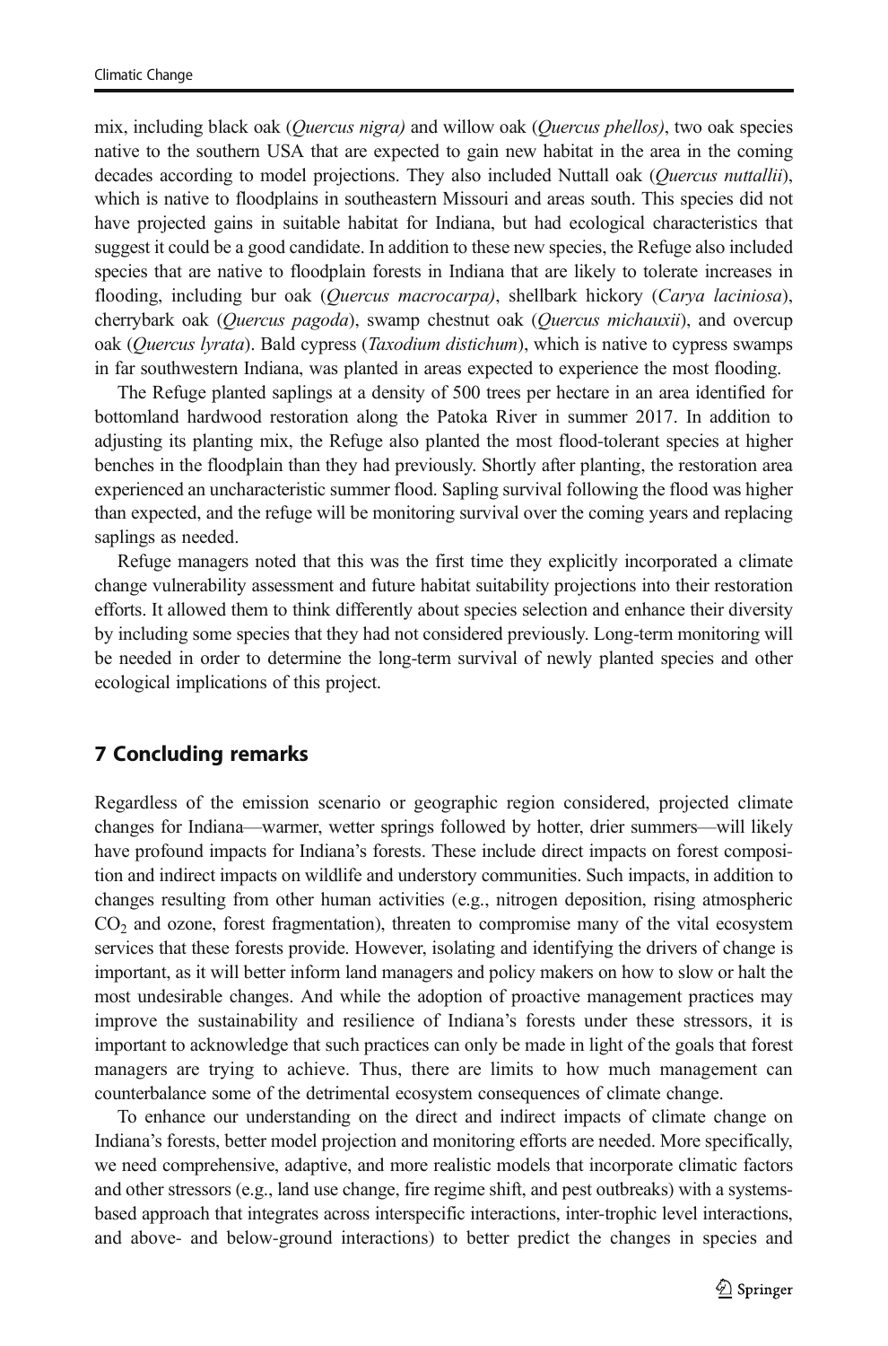mix, including black oak (*Quercus nigra)* and willow oak (*Quercus phellos)*, two oak species native to the southern USA that are expected to gain new habitat in the area in the coming decades according to model projections. They also included Nuttall oak (*Quercus nuttallii*), which is native to floodplains in southeastern Missouri and areas south. This species did not have projected gains in suitable habitat for Indiana, but had ecological characteristics that suggest it could be a good candidate. In addition to these new species, the Refuge also included species that are native to floodplain forests in Indiana that are likely to tolerate increases in flooding, including bur oak (*Quercus macrocarpa)*, shellbark hickory (*Carya laciniosa*), cherrybark oak (*Quercus pagoda*), swamp chestnut oak (*Quercus michauxii*), and overcup oak (*Quercus lyrata*). Bald cypress (*Taxodium distichum*), which is native to cypress swamps in far southwestern Indiana, was planted in areas expected to experience the most flooding.

The Refuge planted saplings at a density of 500 trees per hectare in an area identified for bottomland hardwood restoration along the Patoka River in summer 2017. In addition to adjusting its planting mix, the Refuge also planted the most flood-tolerant species at higher benches in the floodplain than they had previously. Shortly after planting, the restoration area experienced an uncharacteristic summer flood. Sapling survival following the flood was higher than expected, and the refuge will be monitoring survival over the coming years and replacing saplings as needed.

Refuge managers noted that this was the first time they explicitly incorporated a climate change vulnerability assessment and future habitat suitability projections into their restoration efforts. It allowed them to think differently about species selection and enhance their diversity by including some species that they had not considered previously. Long-term monitoring will be needed in order to determine the long-term survival of newly planted species and other ecological implications of this project.

## 7 Concluding remarks

Regardless of the emission scenario or geographic region considered, projected climate changes for Indiana—warmer, wetter springs followed by hotter, drier summers—will likely have profound impacts for Indiana's forests. These include direct impacts on forest composition and indirect impacts on wildlife and understory communities. Such impacts, in addition to changes resulting from other human activities (e.g., nitrogen deposition, rising atmospheric $CO_2$ and ozone, forest fragmentation), threaten to compromise many of the vital ecosystem services that these forests provide. However, isolating and identifying the drivers of change is important, as it will better inform land managers and policy makers on how to slow or halt the most undesirable changes. And while the adoption of proactive management practices may improve the sustainability and resilience of Indiana's forests under these stressors, it is important to acknowledge that such practices can only be made in light of the goals that forest managers are trying to achieve. Thus, there are limits to how much management can counterbalance some of the detrimental ecosystem consequences of climate change.

To enhance our understanding on the direct and indirect impacts of climate change on Indiana's forests, better model projection and monitoring efforts are needed. More specifically, we need comprehensive, adaptive, and more realistic models that incorporate climatic factors and other stressors (e.g., land use change, fire regime shift, and pest outbreaks) with a systems-based approach that integrates across interspecific interactions, inter-trophic level interactions, and above- and below-ground interactions) to better predict the changes in species and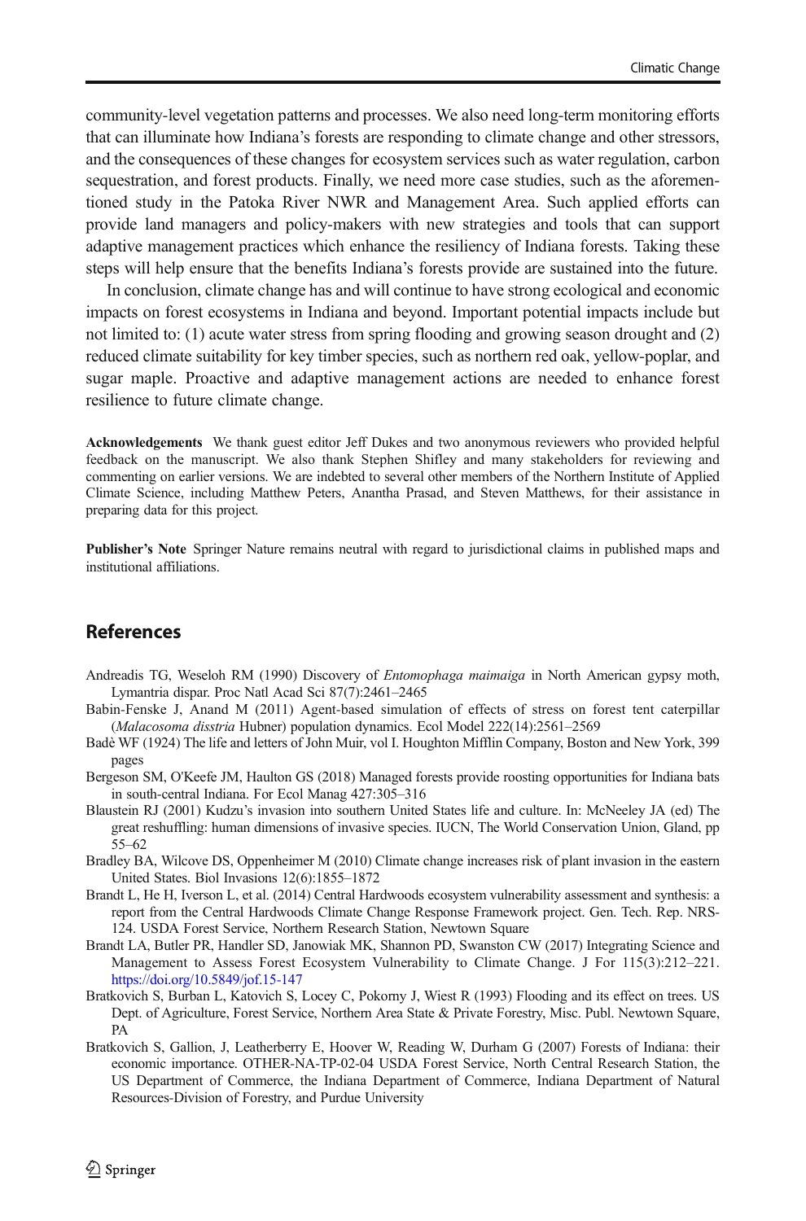community-level vegetation patterns and processes. We also need long-term monitoring efforts that can illuminate how Indiana's forests are responding to climate change and other stressors, and the consequences of these changes for ecosystem services such as water regulation, carbon sequestration, and forest products. Finally, we need more case studies, such as the aforementioned study in the Patoka River NWR and Management Area. Such applied efforts can provide land managers and policy-makers with new strategies and tools that can support adaptive management practices which enhance the resiliency of Indiana forests. Taking these steps will help ensure that the benefits Indiana's forests provide are sustained into the future.

In conclusion, climate change has and will continue to have strong ecological and economic impacts on forest ecosystems in Indiana and beyond. Important potential impacts include but not limited to: (1) acute water stress from spring flooding and growing season drought and (2) reduced climate suitability for key timber species, such as northern red oak, yellow-poplar, and sugar maple. Proactive and adaptive management actions are needed to enhance forest resilience to future climate change.

**Acknowledgements** We thank guest editor Jeff Dukes and two anonymous reviewers who provided helpful feedback on the manuscript. We also thank Stephen Shifley and many stakeholders for reviewing and commenting on earlier versions. We are indebted to several other members of the Northern Institute of Applied Climate Science, including Matthew Peters, Anantha Prasad, and Steven Matthews, for their assistance in preparing data for this project.

**Publisher's Note** Springer Nature remains neutral with regard to jurisdictional claims in published maps and institutional affiliations.

## References

Andreadis TG, Weseloh RM (1990) Discovery of *Entomophaga maimaiga* in North American gypsy moth, Lymantria dispar. Proc Natl Acad Sci 87(7):2461–2465

Babin-Fenske J, Anand M (2011) Agent-based simulation of effects of stress on forest tent caterpillar (*Malacosoma disstria* Hubner) population dynamics. Ecol Model 222(14):2561–2569

Badè WF (1924) The life and letters of John Muir, vol I. Houghton Mifflin Company, Boston and New York, 399 pages

Bergeson SM, O'Keefe JM, Haulton GS (2018) Managed forests provide roosting opportunities for Indiana bats in south-central Indiana. For Ecol Manag 427:305–316

Blaustein RJ (2001) Kudzu's invasion into southern United States life and culture. In: McNeeley JA (ed) The great reshuffling: human dimensions of invasive species. IUCN, The World Conservation Union, Gland, pp 55–62

Bradley BA, Wilcove DS, Oppenheimer M (2010) Climate change increases risk of plant invasion in the eastern United States. Biol Invasions 12(6):1855–1872

Brandt L, He H, Iverson L, et al. (2014) Central Hardwoods ecosystem vulnerability assessment and synthesis: a report from the Central Hardwoods Climate Change Response Framework project. Gen. Tech. Rep. NRS-124. USDA Forest Service, Northern Research Station, Newtown Square

Brandt LA, Butler PR, Handler SD, Janowiak MK, Shannon PD, Swanston CW (2017) Integrating Science and Management to Assess Forest Ecosystem Vulnerability to Climate Change. J For 115(3):212–221. https://doi.org/10.5849/jof.15-147

Bratkovich S, Burban L, Katovich S, Locey C, Pokorny J, Wiest R (1993) Flooding and its effect on trees. US Dept. of Agriculture, Forest Service, Northern Area State & Private Forestry, Misc. Publ. Newtown Square, PA

Bratkovich S, Gallion, J, Leatherberry E, Hoover W, Reading W, Durham G (2007) Forests of Indiana: their economic importance. OTHER-NA-TP-02-04 USDA Forest Service, North Central Research Station, the US Department of Commerce, the Indiana Department of Commerce, Indiana Department of Natural Resources-Division of Forestry, and Purdue University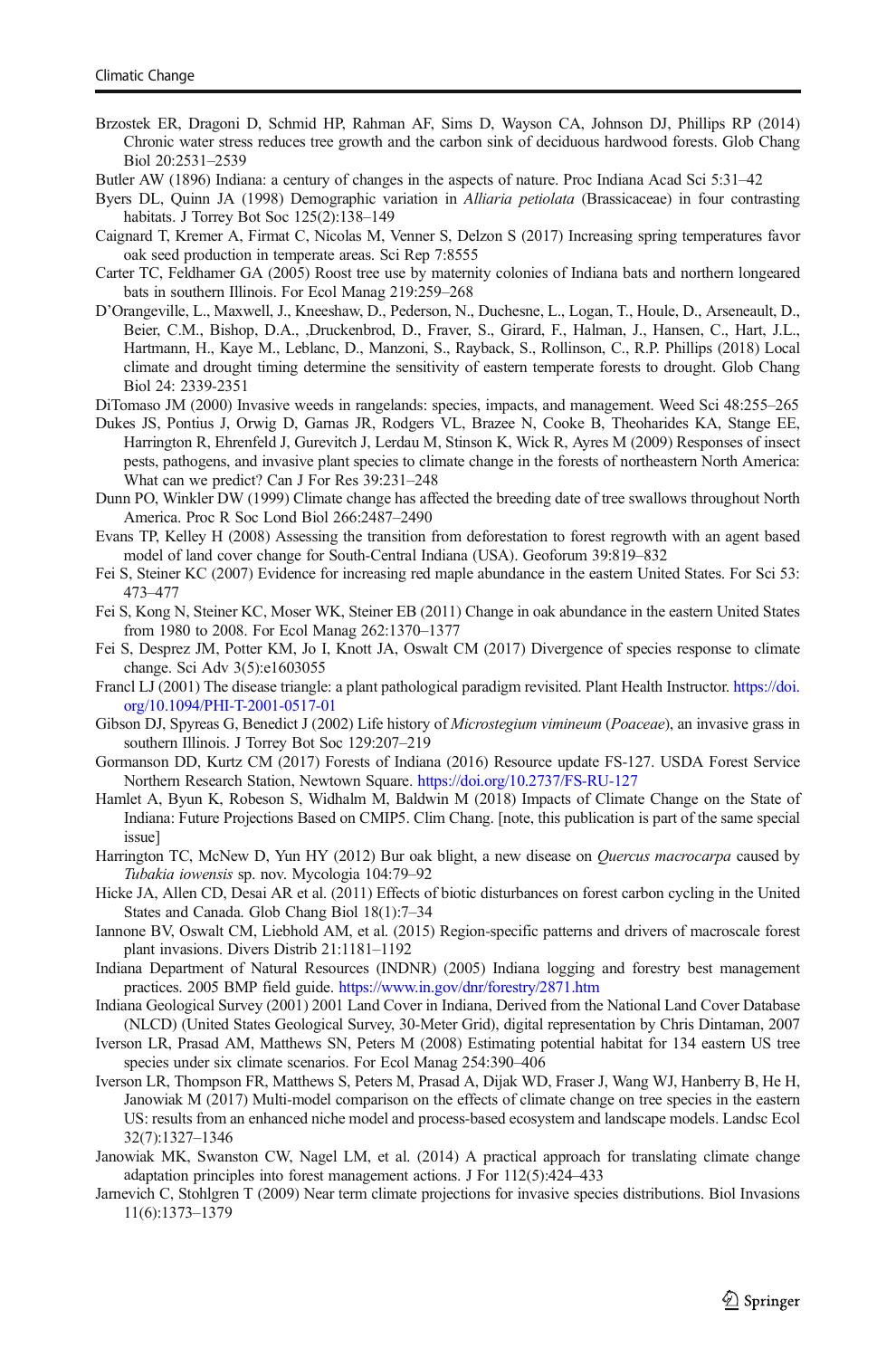Brzostek ER, Dragoni D, Schmid HP, Rahman AF, Sims D, Wayson CA, Johnson DJ, Phillips RP (2014) Chronic water stress reduces tree growth and the carbon sink of deciduous hardwood forests. Glob Chang Biol 20:2531–2539

Butler AW (1896) Indiana: a century of changes in the aspects of nature. Proc Indiana Acad Sci 5:31–42

Byers DL, Quinn JA (1998) Demographic variation in *Alliaria petiolata* (Brassicaceae) in four contrasting habitats. J Torrey Bot Soc 125(2):138–149

Caignard T, Kremer A, Firmat C, Nicolas M, Venner S, Delzon S (2017) Increasing spring temperatures favor oak seed production in temperate areas. Sci Rep 7:8555

Carter TC, Feldhamer GA (2005) Roost tree use by maternity colonies of Indiana bats and northern longeared bats in southern Illinois. For Ecol Manag 219:259–268

D'Orangeville, L., Maxwell, J., Kneeshaw, D., Pederson, N., Duchesne, L., Logan, T., Houle, D., Arseneault, D., Beier, C.M., Bishop, D.A., ,Druckenbrod, D., Fraver, S., Girard, F., Halman, J., Hansen, C., Hart, J.L., Hartmann, H., Kaye M., Leblanc, D., Manzoni, S., Rayback, S., Rollinson, C., R.P. Phillips (2018) Local climate and drought timing determine the sensitivity of eastern temperate forests to drought. Glob Chang Biol 24: 2339-2351

DiTomaso JM (2000) Invasive weeds in rangelands: species, impacts, and management. Weed Sci 48:255–265

Dukes JS, Pontius J, Orwig D, Garnas JR, Rodgers VL, Brazee N, Cooke B, Theoharides KA, Stange EE, Harrington R, Ehrenfeld J, Gurevitch J, Lerdau M, Stinson K, Wick R, Ayres M (2009) Responses of insect pests, pathogens, and invasive plant species to climate change in the forests of northeastern North America: What can we predict? Can J For Res 39:231–248

Dunn PO, Winkler DW (1999) Climate change has affected the breeding date of tree swallows throughout North America. Proc R Soc Lond Biol 266:2487–2490

Evans TP, Kelley H (2008) Assessing the transition from deforestation to forest regrowth with an agent based model of land cover change for South-Central Indiana (USA). Geoforum 39:819–832

Fei S, Steiner KC (2007) Evidence for increasing red maple abundance in the eastern United States. For Sci 53: 473–477

Fei S, Kong N, Steiner KC, Moser WK, Steiner EB (2011) Change in oak abundance in the eastern United States from 1980 to 2008. For Ecol Manag 262:1370–1377

Fei S, Desprez JM, Potter KM, Jo I, Knott JA, Oswalt CM (2017) Divergence of species response to climate change. Sci Adv 3(5):e1603055

Francl LJ (2001) The disease triangle: a plant pathological paradigm revisited. Plant Health Instructor. https://doi.org/10.1094/PHI-T-2001-0517-01

Gibson DJ, Spyreas G, Benedict J (2002) Life history of *Microstegium vimineum* (*Poaceae*), an invasive grass in southern Illinois. J Torrey Bot Soc 129:207–219

Gormanson DD, Kurtz CM (2017) Forests of Indiana (2016) Resource update FS-127. USDA Forest Service Northern Research Station, Newtown Square. https://doi.org/10.2737/FS-RU-127

Hamlet A, Byun K, Robeson S, Widhalm M, Baldwin M (2018) Impacts of Climate Change on the State of Indiana: Future Projections Based on CMIP5. Clim Chang. [note, this publication is part of the same special issue]

Harrington TC, McNew D, Yun HY (2012) Bur oak blight, a new disease on *Quercus macrocarpa* caused by *Tubakia iowensis* sp. nov. Mycologia 104:79–92

Hicke JA, Allen CD, Desai AR et al. (2011) Effects of biotic disturbances on forest carbon cycling in the United States and Canada. Glob Chang Biol 18(1):7–34

Iannone BV, Oswalt CM, Liebhold AM, et al. (2015) Region-specific patterns and drivers of macroscale forest plant invasions. Divers Distrib 21:1181–1192

Indiana Department of Natural Resources (INDNR) (2005) Indiana logging and forestry best management practices. 2005 BMP field guide. https://www.in.gov/dnr/forestry/2871.htm

Indiana Geological Survey (2001) 2001 Land Cover in Indiana, Derived from the National Land Cover Database (NLCD) (United States Geological Survey, 30-Meter Grid), digital representation by Chris Dintaman, 2007

Iverson LR, Prasad AM, Matthews SN, Peters M (2008) Estimating potential habitat for 134 eastern US tree species under six climate scenarios. For Ecol Manag 254:390–406

Iverson LR, Thompson FR, Matthews S, Peters M, Prasad A, Dijak WD, Fraser J, Wang WJ, Hanberry B, He H, Janowiak M (2017) Multi-model comparison on the effects of climate change on tree species in the eastern US: results from an enhanced niche model and process-based ecosystem and landscape models. Landsc Ecol 32(7):1327–1346

Janowiak MK, Swanston CW, Nagel LM, et al. (2014) A practical approach for translating climate change adaptation principles into forest management actions. J For 112(5):424–433

Jarnevich C, Stohlgren T (2009) Near term climate projections for invasive species distributions. Biol Invasions 11(6):1373–1379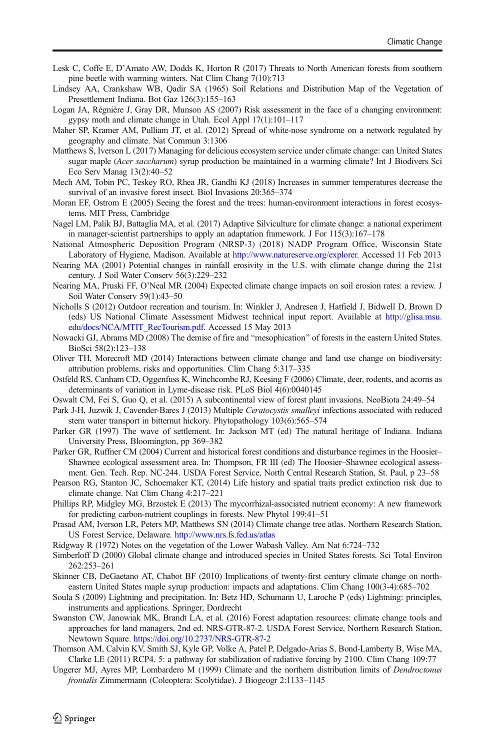Lesk C, Coffe E, D'Amato AW, Dodds K, Horton R (2017) Threats to North American forests from southern pine beetle with warming winters. Nat Clim Chang 7(10):713

Lindsey AA, Crankshaw WB, Qadir SA (1965) Soil Relations and Distribution Map of the Vegetation of Presettlement Indiana. Bot Gaz 126(3):155–163

Logan JA, Régnière J, Gray DR, Munson AS (2007) Risk assessment in the face of a changing environment: gypsy moth and climate change in Utah. Ecol Appl 17(1):101–117

Maher SP, Kramer AM, Pulliam JT, et al. (2012) Spread of white-nose syndrome on a network regulated by geography and climate. Nat Commun 3:1306

Matthews S, Iverson L (2017) Managing for delicious ecosystem service under climate change: can United States sugar maple (*Acer saccharum*) syrup production be maintained in a warming climate? Int J Biodivers Sci Eco Serv Manag 13(2):40–52

Mech AM, Tobin PC, Teskey RO, Rhea JR, Gandhi KJ (2018) Increases in summer temperatures decrease the survival of an invasive forest insect. Biol Invasions 20:365–374

Moran EF, Ostrom E (2005) Seeing the forest and the trees: human-environment interactions in forest ecosystems. MIT Press, Cambridge

Nagel LM, Palik BJ, Battaglia MA, et al. (2017) Adaptive Silviculture for climate change: a national experiment in manager-scientist partnerships to apply an adaptation framework. J For 115(3):167–178

National Atmospheric Deposition Program (NRSP-3) (2018) NADP Program Office, Wisconsin State Laboratory of Hygiene, Madison. Available at http://www.natureserve.org/explorer. Accessed 11 Feb 2013

Nearing MA (2001) Potential changes in rainfall erosivity in the U.S. with climate change during the 21st century. J Soil Water Conserv 56(3):229–232

Nearing MA, Pruski FF, O'Neal MR (2004) Expected climate change impacts on soil erosion rates: a review. J Soil Water Conserv 59(1):43–50

Nicholls S (2012) Outdoor recreation and tourism. In: Winkler J, Andresen J, Hatfield J, Bidwell D, Brown D (eds) US National Climate Assessment Midwest technical input report. Available at http://glisa.msu.edu/docs/NCA/MTIT_RecTourism.pdf. Accessed 15 May 2013

Nowacki GJ, Abrams MD (2008) The demise of fire and "mesophication" of forests in the eastern United States. BioSci 58(2):123–138

Oliver TH, Morecroft MD (2014) Interactions between climate change and land use change on biodiversity: attribution problems, risks and opportunities. Clim Chang 5:317–335

Ostfeld RS, Canham CD, Oggenfuss K, Winchcombe RJ, Keesing F (2006) Climate, deer, rodents, and acorns as determinants of variation in Lyme-disease risk. PLoS Biol 4(6):0040145

Oswalt CM, Fei S, Guo Q, et al. (2015) A subcontinental view of forest plant invasions. NeoBiota 24:49–54

Park J-H, Juzwik J, Cavender-Bares J (2013) Multiple *Ceratocystis smalleyi* infections associated with reduced stem water transport in bitternut hickory. Phytopathology 103(6):565–574

Parker GR (1997) The wave of settlement. In: Jackson MT (ed) The natural heritage of Indiana. Indiana University Press, Bloomington, pp 369–382

Parker GR, Ruffner CM (2004) Current and historical forest conditions and disturbance regimes in the Hoosier–Shawnee ecological assessment area. In: Thompson, FR III (ed) The Hoosier–Shawnee ecological assessment. Gen. Tech. Rep. NC-244. USDA Forest Service, North Central Research Station, St. Paul, p 23–58

Pearson RG, Stanton JC, Schoemaker KT, (2014) Life history and spatial traits predict extinction risk due to climate change. Nat Clim Chang 4:217–221

Phillips RP, Midgley MG, Brzostek E (2013) The mycorrhizal-associated nutrient economy: A new framework for predicting carbon-nutrient couplings in forests. New Phytol 199:41–51

Prasad AM, Iverson LR, Peters MP, Matthews SN (2014) Climate change tree atlas. Northern Research Station, US Forest Service, Delaware. http://www.nrs.fs.fed.us/atlas

Ridgway R (1972) Notes on the vegetation of the Lower Wabash Valley. Am Nat 6:724–732

Simberloff D (2000) Global climate change and introduced species in United States forests. Sci Total Environ 262:253–261

Skinner CB, DeGaetano AT, Chabot BF (2010) Implications of twenty-first century climate change on north-eastern United States maple syrup production: impacts and adaptations. Clim Chang 100(3-4):685–702

Soula S (2009) Lightning and precipitation. In: Betz HD, Schumann U, Laroche P (eds) Lightning: principles, instruments and applications. Springer, Dordrecht

Swanston CW, Janowiak MK, Brandt LA, et al. (2016) Forest adaptation resources: climate change tools and approaches for land managers, 2nd ed. NRS-GTR-87-2. USDA Forest Service, Northern Research Station, Newtown Square. https://doi.org/10.2737/NRS-GTR-87-2

Thomson AM, Calvin KV, Smith SJ, Kyle GP, Volke A, Patel P, Delgado-Arias S, Bond-Lamberty B, Wise MA, Clarke LE (2011) RCP4. 5: a pathway for stabilization of radiative forcing by 2100. Clim Chang 109:77

Ungerer MJ, Ayres MP, Lombardero M (1999) Climate and the northern distribution limits of *Dendroctonus frontalis* Zimmermann (Coleoptera: Scolytidae). J Biogeogr 2:1133–1145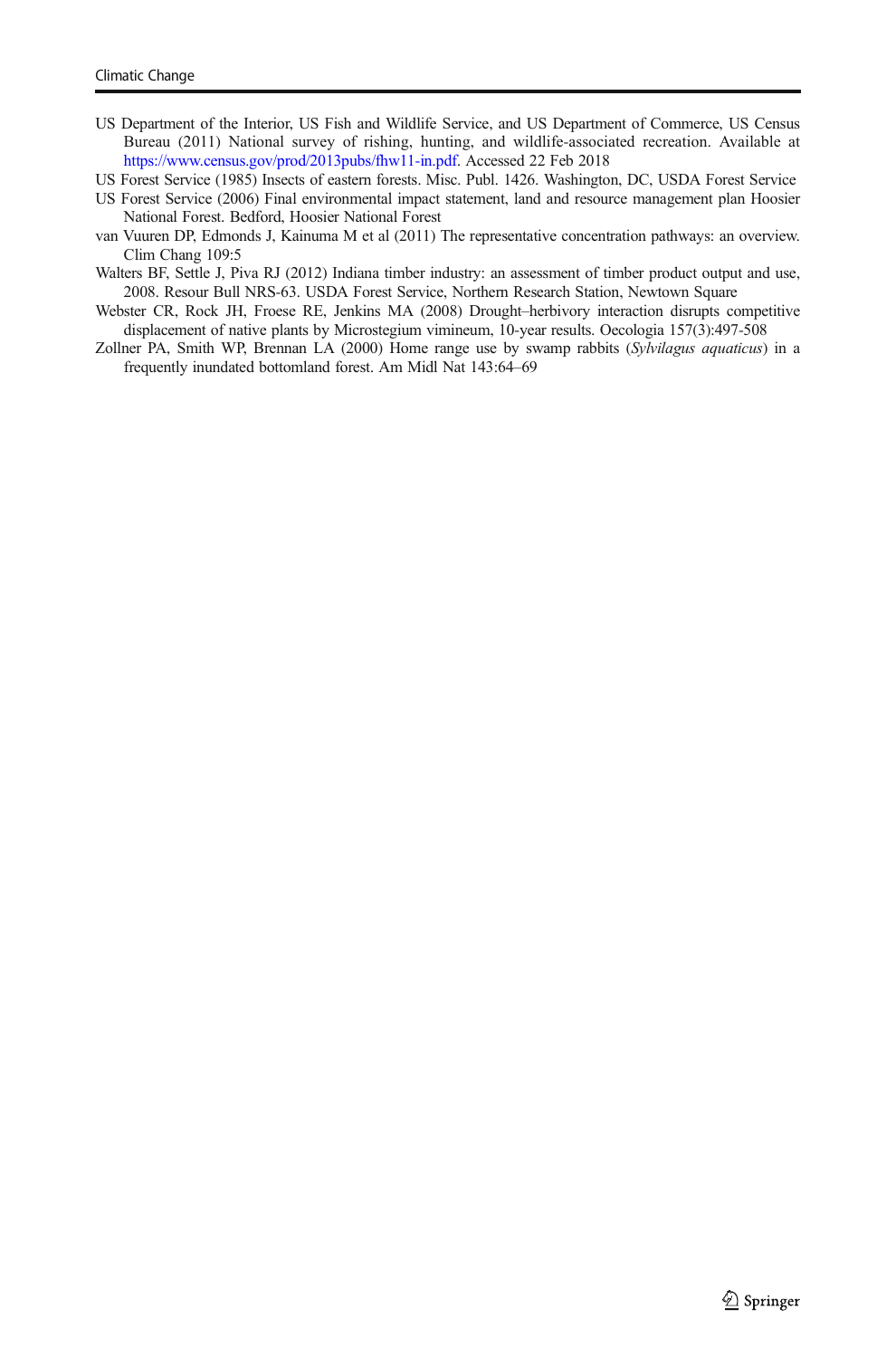US Department of the Interior, US Fish and Wildlife Service, and US Department of Commerce, US Census Bureau (2011) National survey of rishing, hunting, and wildlife-associated recreation. Available at https://www.census.gov/prod/2013pubs/fhw11-in.pdf. Accessed 22 Feb 2018

US Forest Service (1985) Insects of eastern forests. Misc. Publ. 1426. Washington, DC, USDA Forest Service

US Forest Service (2006) Final environmental impact statement, land and resource management plan Hoosier National Forest. Bedford, Hoosier National Forest

van Vuuren DP, Edmonds J, Kainuma M et al (2011) The representative concentration pathways: an overview. Clim Chang 109:5

Walters BF, Settle J, Piva RJ (2012) Indiana timber industry: an assessment of timber product output and use, 2008. Resour Bull NRS-63. USDA Forest Service, Northern Research Station, Newtown Square

Webster CR, Rock JH, Froese RE, Jenkins MA (2008) Drought–herbivory interaction disrupts competitive displacement of native plants by Microstegium vimineum, 10-year results. Oecologia 157(3):497-508

Zollner PA, Smith WP, Brennan LA (2000) Home range use by swamp rabbits (*Sylvilagus aquaticus*) in a frequently inundated bottomland forest. Am Midl Nat 143:64–69